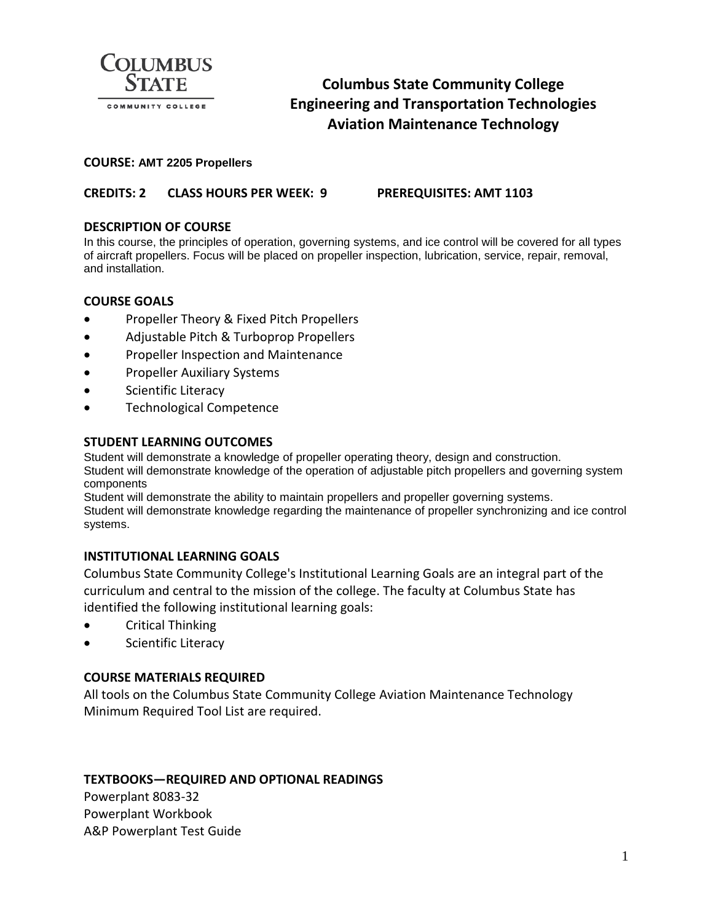# Columbus State Community College
## Engineering and Transportation Technologies
## Aviation Maintenance Technology

**COURSE:** **AMT 2205 Propellers**

**CREDITS: 2 CLASS HOURS PER WEEK: 9 PREREQUISITES: AMT 1103**

### DESCRIPTION OF COURSE

In this course, the principles of operation, governing systems, and ice control will be covered for all types of aircraft propellers. Focus will be placed on propeller inspection, lubrication, service, repair, removal, and installation.

### COURSE GOALS

- Propeller Theory & Fixed Pitch Propellers
- Adjustable Pitch & Turboprop Propellers
- Propeller Inspection and Maintenance
- Propeller Auxiliary Systems
- Scientific Literacy
- Technological Competence

### STUDENT LEARNING OUTCOMES

Student will demonstrate a knowledge of propeller operating theory, design and construction.
Student will demonstrate knowledge of the operation of adjustable pitch propellers and governing system components
Student will demonstrate the ability to maintain propellers and propeller governing systems.
Student will demonstrate knowledge regarding the maintenance of propeller synchronizing and ice control systems.

### INSTITUTIONAL LEARNING GOALS

Columbus State Community College's Institutional Learning Goals are an integral part of the curriculum and central to the mission of the college. The faculty at Columbus State has identified the following institutional learning goals:

- Critical Thinking
- Scientific Literacy

### COURSE MATERIALS REQUIRED

All tools on the Columbus State Community College Aviation Maintenance Technology Minimum Required Tool List are required.

### TEXTBOOKS—REQUIRED AND OPTIONAL READINGS

Powerplant 8083-32
Powerplant Workbook
A&P Powerplant Test Guide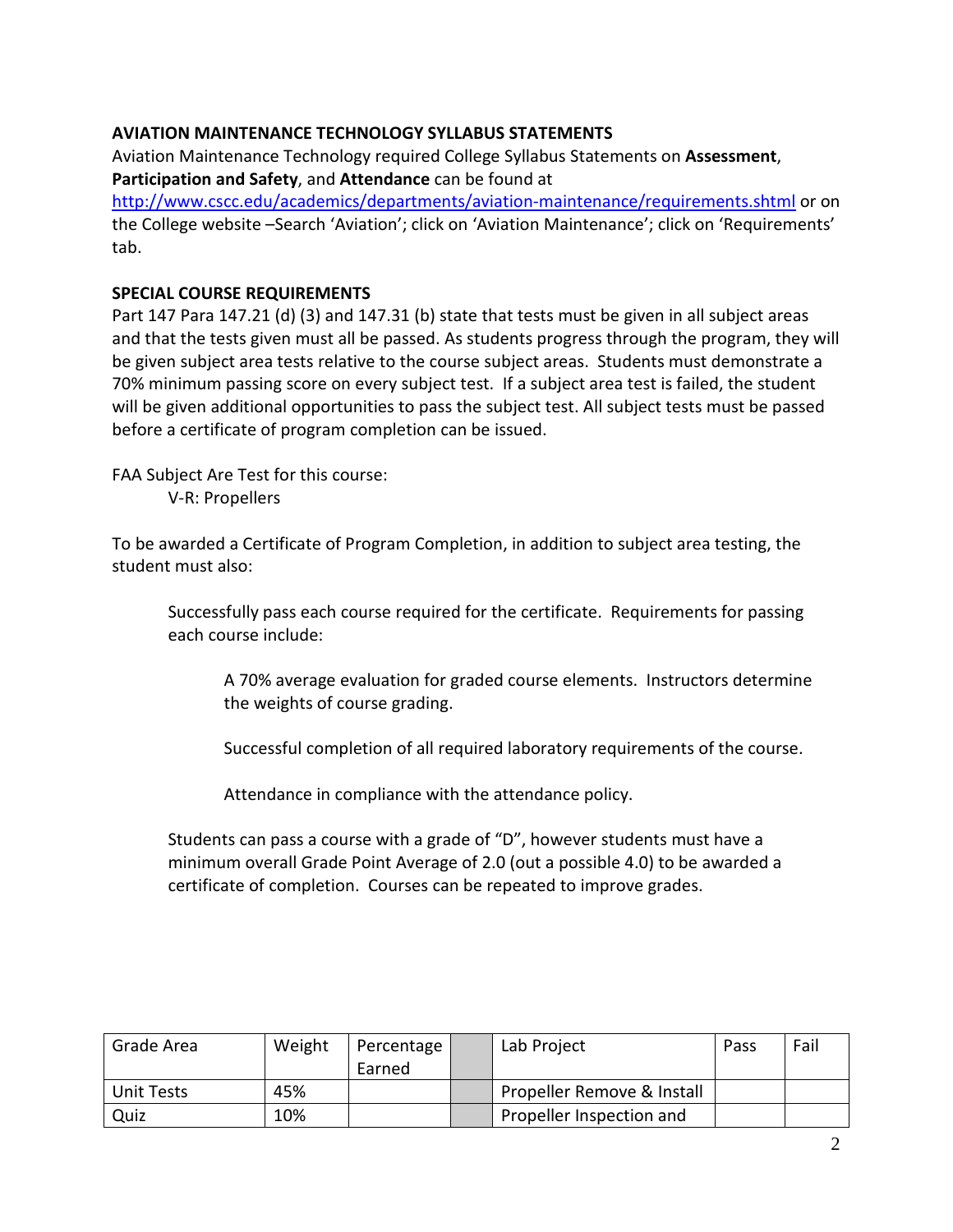**AVIATION MAINTENANCE TECHNOLOGY SYLLABUS STATEMENTS**

Aviation Maintenance Technology required College Syllabus Statements on **Assessment**, **Participation and Safety**, and **Attendance** can be found at http://www.cscc.edu/academics/departments/aviation-maintenance/requirements.shtml or on the College website –Search 'Aviation'; click on 'Aviation Maintenance'; click on 'Requirements' tab.

**SPECIAL COURSE REQUIREMENTS**

Part 147 Para 147.21 (d) (3) and 147.31 (b) state that tests must be given in all subject areas and that the tests given must all be passed. As students progress through the program, they will be given subject area tests relative to the course subject areas. Students must demonstrate a 70% minimum passing score on every subject test. If a subject area test is failed, the student will be given additional opportunities to pass the subject test. All subject tests must be passed before a certificate of program completion can be issued.

FAA Subject Are Test for this course:

V-R: Propellers

To be awarded a Certificate of Program Completion, in addition to subject area testing, the student must also:

Successfully pass each course required for the certificate. Requirements for passing each course include:

A 70% average evaluation for graded course elements. Instructors determine the weights of course grading.

Successful completion of all required laboratory requirements of the course.

Attendance in compliance with the attendance policy.

Students can pass a course with a grade of "D", however students must have a minimum overall Grade Point Average of 2.0 (out a possible 4.0) to be awarded a certificate of completion. Courses can be repeated to improve grades.

| Grade Area | Weight | Percentage Earned | | Lab Project | Pass | Fail |
|---|---|---|---|---|---|---|
| Unit Tests | 45% | | | Propeller Remove & Install | | |
| Quiz | 10% | | | Propeller Inspection and | | |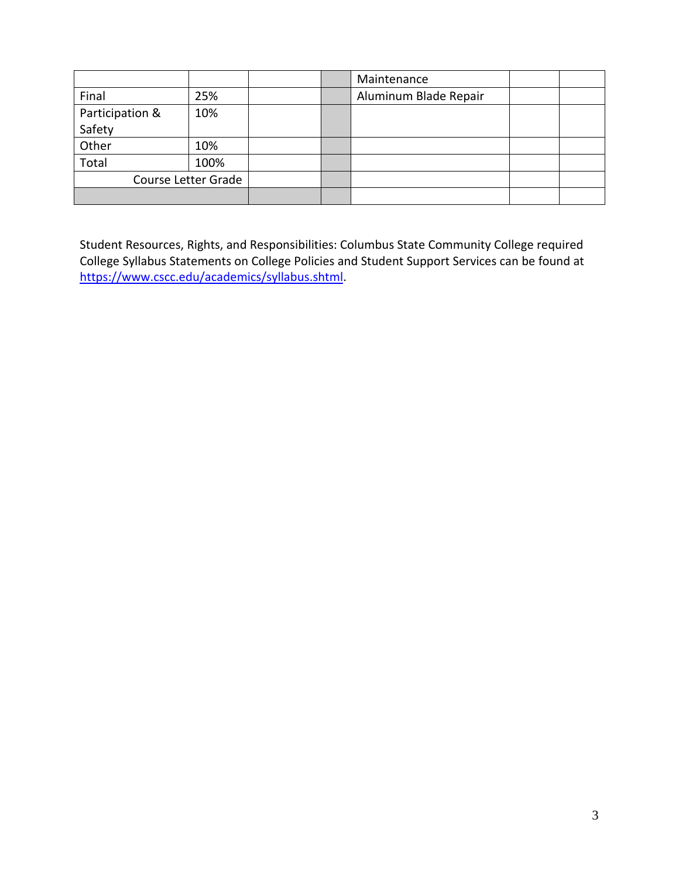| | | | | | | |
|---|---|---|---|---|---|---|
| | | | | Maintenance | | |
| Final | 25% | | | Aluminum Blade Repair | | |
| Participation & Safety | 10% | | | | | |
| Other | 10% | | | | | |
| Total | 100% | | | | | |
| Course Letter Grade | | | | | | |
| | | | | | | |

Student Resources, Rights, and Responsibilities: Columbus State Community College required College Syllabus Statements on College Policies and Student Support Services can be found at https://www.cscc.edu/academics/syllabus.shtml.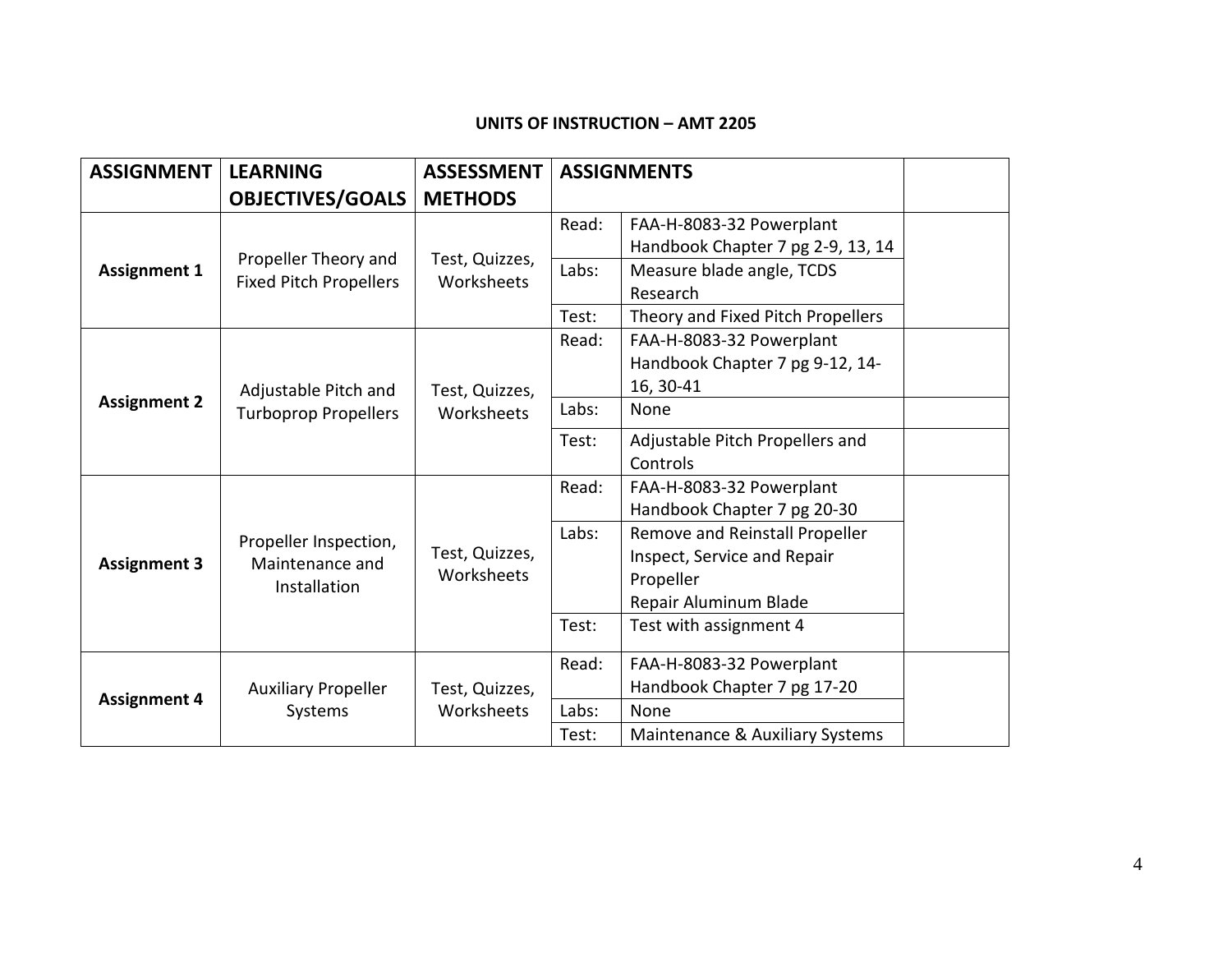**UNITS OF INSTRUCTION – AMT 2205**

| ASSIGNMENT | LEARNING OBJECTIVES/GOALS | ASSESSMENT METHODS | ASSIGNMENTS | | |
|---|---|---|---|---|---|
| **Assignment 1** | Propeller Theory and Fixed Pitch Propellers | Test, Quizzes, Worksheets | Read: | FAA-H-8083-32 Powerplant Handbook Chapter 7 pg 2-9, 13, 14 | |
| | | | Labs: | Measure blade angle, TCDS Research | |
| | | | Test: | Theory and Fixed Pitch Propellers | |
| **Assignment 2** | Adjustable Pitch and Turboprop Propellers | Test, Quizzes, Worksheets | Read: | FAA-H-8083-32 Powerplant Handbook Chapter 7 pg 9-12, 14-16, 30-41 | |
| | | | Labs: | None | |
| | | | Test: | Adjustable Pitch Propellers and Controls | |
| **Assignment 3** | Propeller Inspection, Maintenance and Installation | Test, Quizzes, Worksheets | Read: | FAA-H-8083-32 Powerplant Handbook Chapter 7 pg 20-30 | |
| | | | Labs: | Remove and Reinstall Propeller<br>Inspect, Service and Repair Propeller<br>Repair Aluminum Blade | |
| | | | Test: | Test with assignment 4 | |
| **Assignment 4** | Auxiliary Propeller Systems | Test, Quizzes, Worksheets | Read: | FAA-H-8083-32 Powerplant Handbook Chapter 7 pg 17-20 | |
| | | | Labs: | None | |
| | | | Test: | Maintenance & Auxiliary Systems | |